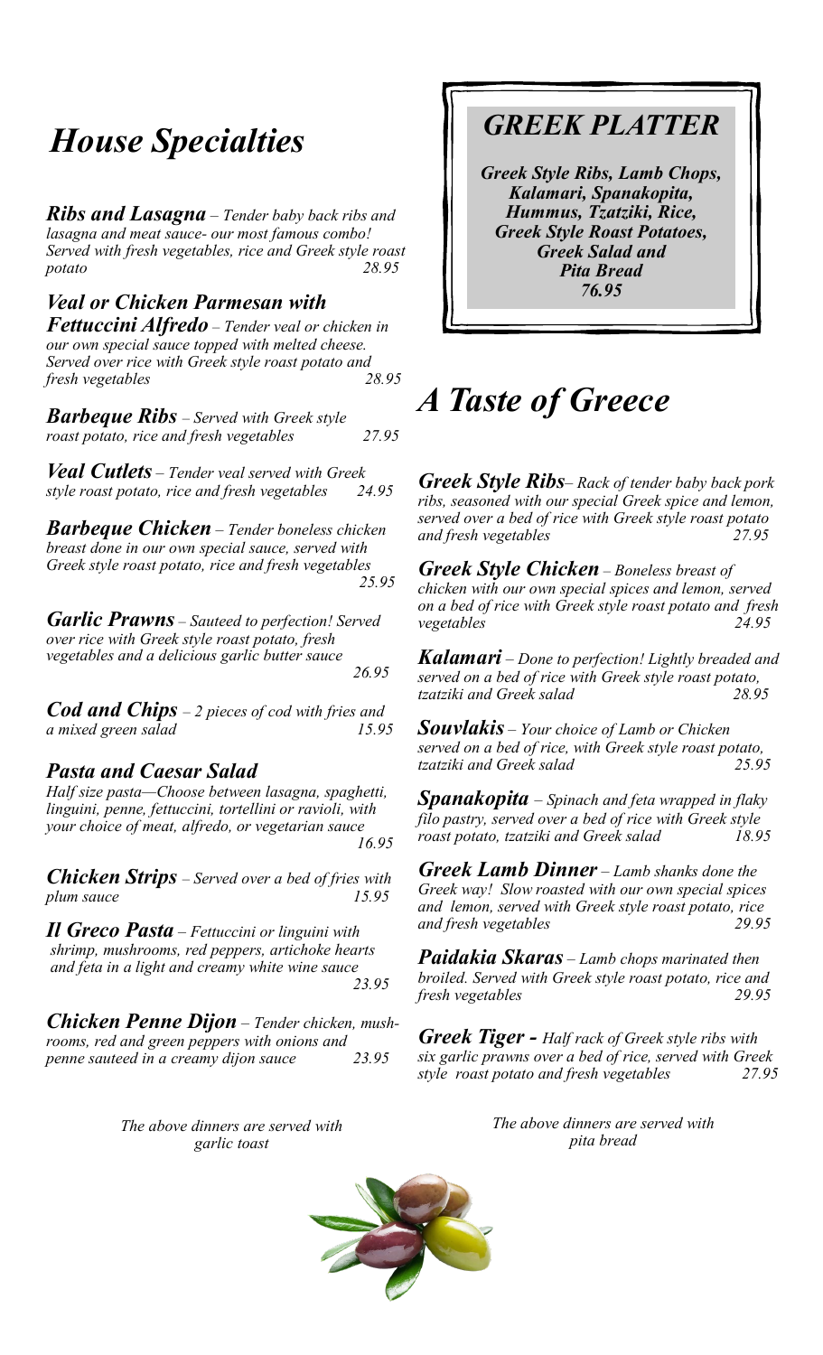# *House Specialties*

***Ribs and Lasagna*** *– Tender baby back ribs and lasagna and meat sauce- our most famous combo! Served with fresh vegetables, rice and Greek style roast potato* 28.95

***Veal or Chicken Parmesan with Fettuccini Alfredo*** *– Tender veal or chicken in our own special sauce topped with melted cheese. Served over rice with Greek style roast potato and fresh vegetables* 28.95

***Barbeque Ribs*** *– Served with Greek style roast potato, rice and fresh vegetables* 27.95

***Veal Cutlets*** *– Tender veal served with Greek style roast potato, rice and fresh vegetables* 24.95

***Barbeque Chicken*** *– Tender boneless chicken breast done in our own special sauce, served with Greek style roast potato, rice and fresh vegetables* 25.95

***Garlic Prawns*** *– Sauteed to perfection! Served over rice with Greek style roast potato, fresh vegetables and a delicious garlic butter sauce* 26.95

***Cod and Chips*** *– 2 pieces of cod with fries and a mixed green salad* 15.95

***Pasta and Caesar Salad***
*Half size pasta—Choose between lasagna, spaghetti, linguini, penne, fettuccini, tortellini or ravioli, with your choice of meat, alfredo, or vegetarian sauce* 16.95

***Chicken Strips*** *– Served over a bed of fries with plum sauce* 15.95

***Il Greco Pasta*** *– Fettuccini or linguini with shrimp, mushrooms, red peppers, artichoke hearts and feta in a light and creamy white wine sauce* 23.95

***Chicken Penne Dijon*** *– Tender chicken, mushrooms, red and green peppers with onions and penne sauteed in a creamy dijon sauce* 23.95

*The above dinners are served with garlic toast*

## *GREEK PLATTER*

***Greek Style Ribs, Lamb Chops, Kalamari, Spanakopita, Hummus, Tzatziki, Rice, Greek Style Roast Potatoes, Greek Salad and Pita Bread***
***76.95***

# *A Taste of Greece*

***Greek Style Ribs*** *– Rack of tender baby back pork ribs, seasoned with our special Greek spice and lemon, served over a bed of rice with Greek style roast potato and fresh vegetables* 27.95

***Greek Style Chicken*** *– Boneless breast of chicken with our own special spices and lemon, served on a bed of rice with Greek style roast potato and fresh vegetables* 24.95

***Kalamari*** *– Done to perfection! Lightly breaded and served on a bed of rice with Greek style roast potato, tzatziki and Greek salad* 28.95

***Souvlakis*** *– Your choice of Lamb or Chicken served on a bed of rice, with Greek style roast potato, tzatziki and Greek salad* 25.95

***Spanakopita*** *– Spinach and feta wrapped in flaky filo pastry, served over a bed of rice with Greek style roast potato, tzatziki and Greek salad* 18.95

***Greek Lamb Dinner*** *– Lamb shanks done the Greek way! Slow roasted with our own special spices and lemon, served with Greek style roast potato, rice and fresh vegetables* 29.95

***Paidakia Skaras*** *– Lamb chops marinated then broiled. Served with Greek style roast potato, rice and fresh vegetables* 29.95

***Greek Tiger -*** *Half rack of Greek style ribs with six garlic prawns over a bed of rice, served with Greek style roast potato and fresh vegetables* 27.95

*The above dinners are served with pita bread*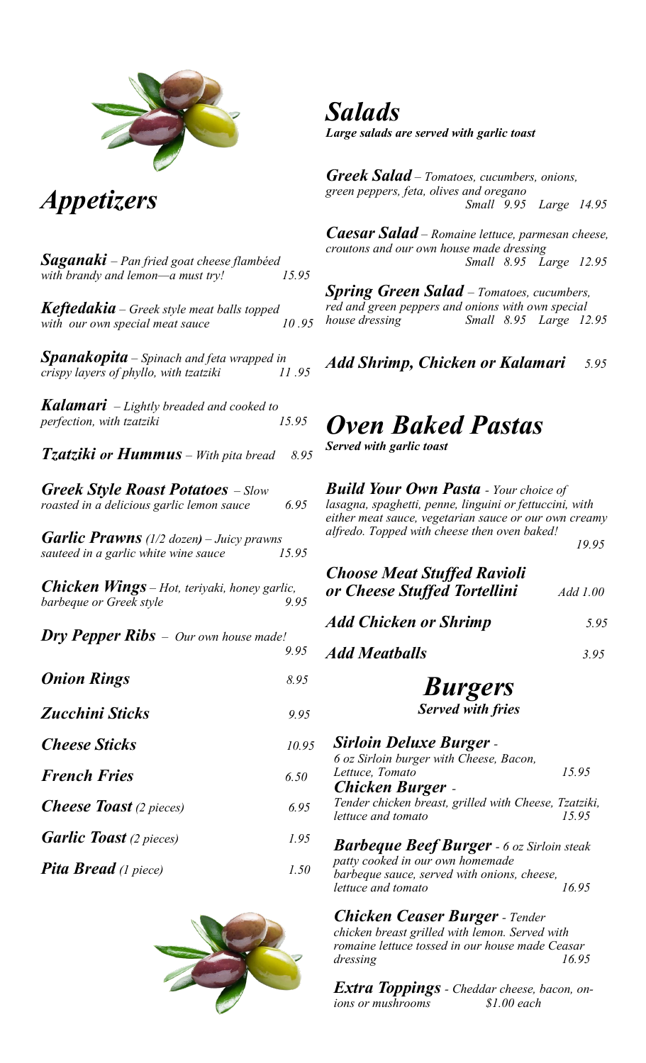# *Appetizers*

***Saganaki*** *– Pan fried goat cheese flambéed with brandy and lemon—a must try!* 15.95

***Keftedakia*** *– Greek style meat balls topped with our own special meat sauce* 10 .95

***Spanakopita*** *– Spinach and feta wrapped in crispy layers of phyllo, with tzatziki* 11 .95

***Kalamari*** *– Lightly breaded and cooked to perfection, with tzatziki* 15.95

***Tzatziki or Hummus*** *– With pita bread* 8.95

***Greek Style Roast Potatoes*** *– Slow roasted in a delicious garlic lemon sauce* 6.95

***Garlic Prawns*** *(1/2 dozen) – Juicy prawns sauteed in a garlic white wine sauce* 15.95

***Chicken Wings*** *– Hot, teriyaki, honey garlic, barbeque or Greek style* 9.95

***Dry Pepper Ribs*** *– Our own house made!* 9.95

***Onion Rings*** 8.95

***Zucchini Sticks*** 9.95

***Cheese Sticks*** 10.95

***French Fries*** 6.50

***Cheese Toast*** *(2 pieces)* 6.95

***Garlic Toast*** *(2 pieces)* 1.95

***Pita Bread*** *(1 piece)* 1.50

# *Salads*

***Large salads are served with garlic toast***

***Greek Salad*** *– Tomatoes, cucumbers, onions, green peppers, feta, olives and oregano* Small 9.95 Large 14.95

***Caesar Salad*** *– Romaine lettuce, parmesan cheese, croutons and our own house made dressing* Small 8.95 Large 12.95

***Spring Green Salad*** *– Tomatoes, cucumbers, red and green peppers and onions with own special house dressing* Small 8.95 Large 12.95

***Add Shrimp, Chicken or Kalamari*** 5.95

# *Oven Baked Pastas*

***Served with garlic toast***

***Build Your Own Pasta*** *- Your choice of lasagna, spaghetti, penne, linguini or fettuccini, with either meat sauce, vegetarian sauce or our own creamy alfredo. Topped with cheese then oven baked!* 19.95

***Choose Meat Stuffed Ravioli or Cheese Stuffed Tortellini*** Add 1.00

***Add Chicken or Shrimp*** 5.95

***Add Meatballs*** 3.95

# *Burgers*

***Served with fries***

***Sirloin Deluxe Burger*** *- 6 oz Sirloin burger with Cheese, Bacon, Lettuce, Tomato* 15.95

***Chicken Burger*** *- Tender chicken breast, grilled with Cheese, Tzatziki, lettuce and tomato* 15.95

***Barbeque Beef Burger*** *- 6 oz Sirloin steak patty cooked in our own homemade barbeque sauce, served with onions, cheese, lettuce and tomato* 16.95

***Chicken Ceaser Burger*** *- Tender chicken breast grilled with lemon. Served with romaine lettuce tossed in our house made Ceasar dressing* 16.95

***Extra Toppings*** *- Cheddar cheese, bacon, onions or mushrooms* $1.00 each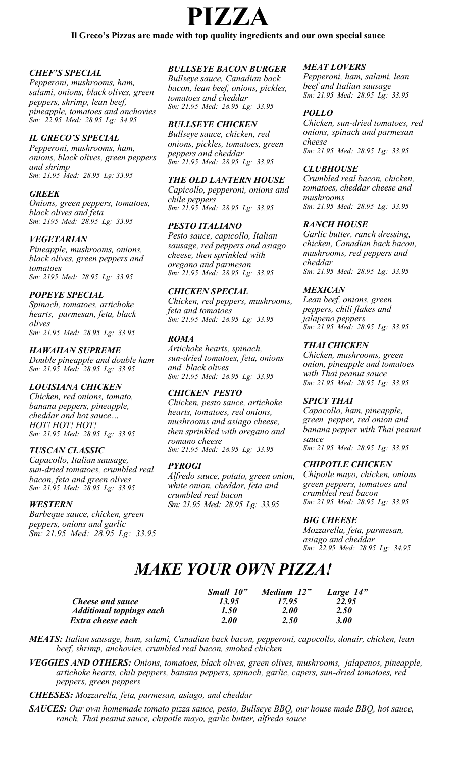# PIZZA

**Il Greco's Pizzas are made with top quality ingredients and our own special sauce**

### *CHEF'S SPECIAL*
*Pepperoni, mushrooms, ham, salami, onions, black olives, green peppers, shrimp, lean beef, pineapple, tomatoes and anchovies*
*Sm: 22.95 Med: 28.95 Lg: 34.95*

### *IL GRECO'S SPECIAL*
*Pepperoni, mushrooms, ham, onions, black olives, green peppers and shrimp*
*Sm: 21.95 Med: 28.95 Lg: 33.95*

### *GREEK*
*Onions, green peppers, tomatoes, black olives and feta*
*Sm: 2195 Med: 28.95 Lg: 33.95*

### *VEGETARIAN*
*Pineapple, mushrooms, onions, black olives, green peppers and tomatoes*
*Sm: 2195 Med: 28.95 Lg: 33.95*

### *POPEYE SPECIAL*
*Spinach, tomatoes, artichoke hearts, parmesan, feta, black olives*
*Sm: 21.95 Med: 28.95 Lg: 33.95*

### *HAWAIIAN SUPREME*
*Double pineapple and double ham*
*Sm: 21.95 Med: 28.95 Lg: 33.95*

### *LOUISIANA CHICKEN*
*Chicken, red onions, tomato, banana peppers, pineapple, cheddar and hot sauce… HOT! HOT! HOT!*
*Sm: 21.95 Med: 28.95 Lg: 33.95*

### *TUSCAN CLASSIC*
*Capacollo, Italian sausage, sun-dried tomatoes, crumbled real bacon, feta and green olives*
*Sm: 21.95 Med: 28.95 Lg: 33.95*

### *WESTERN*
*Barbeque sauce, chicken, green peppers, onions and garlic*
*Sm: 21.95 Med: 28.95 Lg: 33.95*

### *BULLSEYE BACON BURGER*
*Bullseye sauce, Canadian back bacon, lean beef, onions, pickles, tomatoes and cheddar*
*Sm: 21.95 Med: 28.95 Lg: 33.95*

### *BULLSEYE CHICKEN*
*Bullseye sauce, chicken, red onions, pickles, tomatoes, green peppers and cheddar*
*Sm: 21.95 Med: 28.95 Lg: 33.95*

### *THE OLD LANTERN HOUSE*
*Capicollo, pepperoni, onions and chile peppers*
*Sm: 21.95 Med: 28.95 Lg: 33.95*

### *PESTO ITALIANO*
*Pesto sauce, capicollo, Italian sausage, red peppers and asiago cheese, then sprinkled with oregano and parmesan*
*Sm: 21.95 Med: 28.95 Lg: 33.95*

### *CHICKEN SPECIAL*
*Chicken, red peppers, mushrooms, feta and tomatoes*
*Sm: 21.95 Med: 28.95 Lg: 33.95*

### *ROMA*
*Artichoke hearts, spinach, sun-dried tomatoes, feta, onions and black olives*
*Sm: 21.95 Med: 28.95 Lg: 33.95*

### *CHICKEN PESTO*
*Chicken, pesto sauce, artichoke hearts, tomatoes, red onions, mushrooms and asiago cheese, then sprinkled with oregano and romano cheese*
*Sm: 21.95 Med: 28.95 Lg: 33.95*

### *PYROGI*
*Alfredo sauce, potato, green onion, white onion, cheddar, feta and crumbled real bacon*
*Sm: 21.95 Med: 28.95 Lg: 33.95*

### *MEAT LOVERS*
*Pepperoni, ham, salami, lean beef and Italian sausage*
*Sm: 21.95 Med: 28.95 Lg: 33.95*

### *POLLO*
*Chicken, sun-dried tomatoes, red onions, spinach and parmesan cheese*
*Sm: 21.95 Med: 28.95 Lg: 33.95*

### *CLUBHOUSE*
*Crumbled real bacon, chicken, tomatoes, cheddar cheese and mushrooms*
*Sm: 21.95 Med: 28.95 Lg: 33.95*

### *RANCH HOUSE*
*Garlic butter, ranch dressing, chicken, Canadian back bacon, mushrooms, red peppers and cheddar*
*Sm: 21.95 Med: 28.95 Lg: 33.95*

### *MEXICAN*
*Lean beef, onions, green peppers, chili flakes and jalapeno peppers*
*Sm: 21.95 Med: 28.95 Lg: 33.95*

### *THAI CHICKEN*
*Chicken, mushrooms, green onion, pineapple and tomatoes with Thai peanut sauce*
*Sm: 21.95 Med: 28.95 Lg: 33.95*

### *SPICY THAI*
*Capacollo, ham, pineapple, green pepper, red onion and banana pepper with Thai peanut sauce*
*Sm: 21.95 Med: 28.95 Lg: 33.95*

### *CHIPOTLE CHICKEN*
*Chipotle mayo, chicken, onions green peppers, tomatoes and crumbled real bacon*
*Sm: 21.95 Med: 28.95 Lg: 33.95*

### *BIG CHEESE*
*Mozzarella, feta, parmesan, asiago and cheddar*
*Sm: 22.95 Med: 28.95 Lg: 34.95*

## *MAKE YOUR OWN PIZZA!*

| | *Small 10"* | *Medium 12"* | *Large 14"* |
|---|---|---|---|
| ***Cheese and sauce*** | ***13.95*** | ***17.95*** | ***22.95*** |
| ***Additional toppings each*** | ***1.50*** | ***2.00*** | ***2.50*** |
| ***Extra cheese each*** | ***2.00*** | ***2.50*** | ***3.00*** |

***MEATS:*** *Italian sausage, ham, salami, Canadian back bacon, pepperoni, capocollo, donair, chicken, lean beef, shrimp, anchovies, crumbled real bacon, smoked chicken*

***VEGGIES AND OTHERS:*** *Onions, tomatoes, black olives, green olives, mushrooms, jalapenos, pineapple, artichoke hearts, chili peppers, banana peppers, spinach, garlic, capers, sun-dried tomatoes, red peppers, green peppers*

***CHEESES:*** *Mozzarella, feta, parmesan, asiago, and cheddar*

***SAUCES:*** *Our own homemade tomato pizza sauce, pesto, Bullseye BBQ, our house made BBQ, hot sauce, ranch, Thai peanut sauce, chipotle mayo, garlic butter, alfredo sauce*